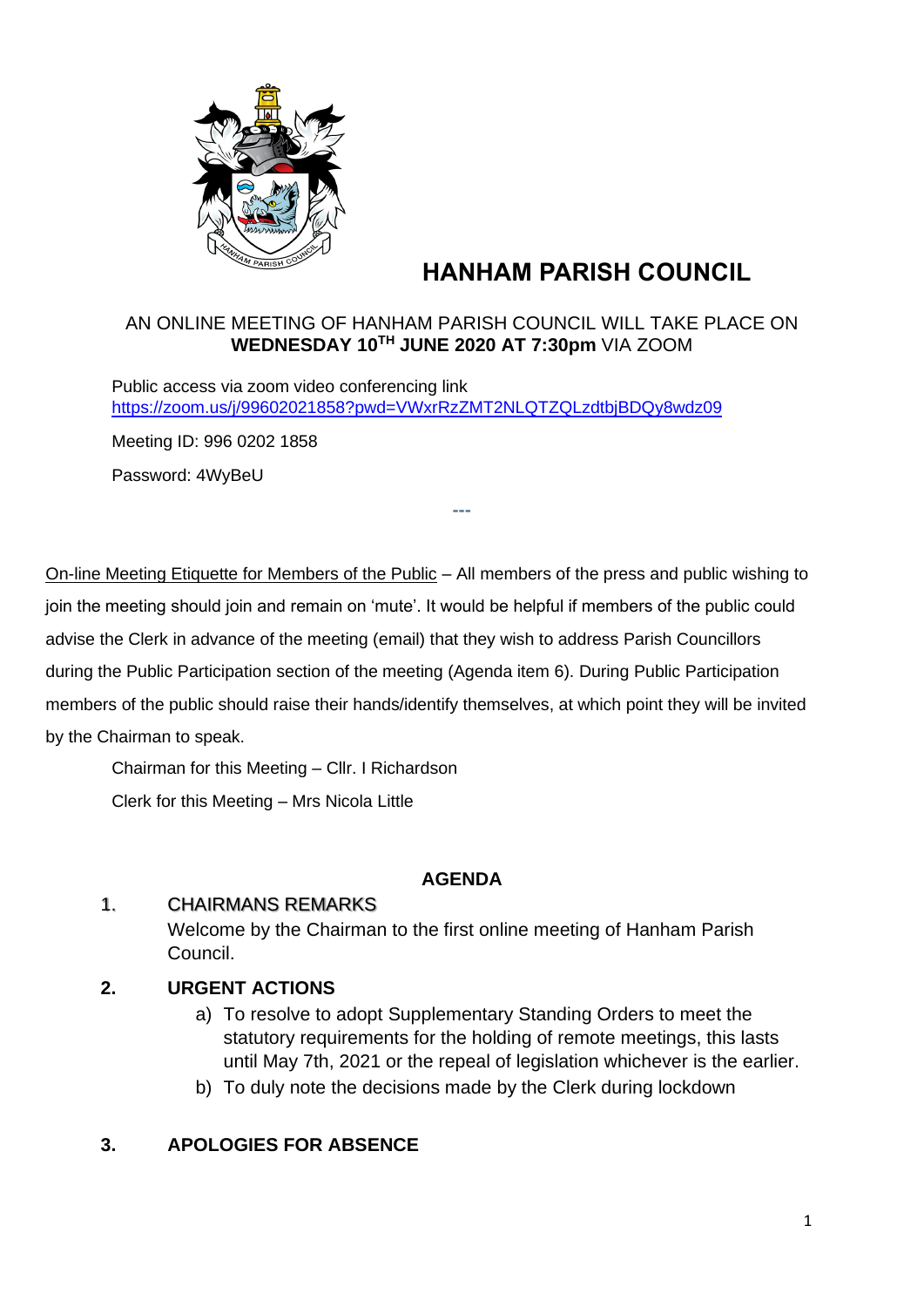# HANHAM PARISH COUNCIL

AN ONLINE MEETING OF HANHAM PARISH COUNCIL WILL TAKE PLACE ON **WEDNESDAY 10TH JUNE 2020 AT 7:30pm** VIA ZOOM

Public access via zoom video conferencing link
https://zoom.us/j/99602021858?pwd=VWxrRzZMT2NLQTZQLzdtbjBDQy8wdz09

Meeting ID: 996 0202 1858

Password: 4WyBeU

---

On-line Meeting Etiquette for Members of the Public – All members of the press and public wishing to join the meeting should join and remain on 'mute'. It would be helpful if members of the public could advise the Clerk in advance of the meeting (email) that they wish to address Parish Councillors during the Public Participation section of the meeting (Agenda item 6). During Public Participation members of the public should raise their hands/identify themselves, at which point they will be invited by the Chairman to speak.

Chairman for this Meeting – Cllr. I Richardson

Clerk for this Meeting – Mrs Nicola Little

## AGENDA

**1. CHAIRMANS REMARKS**

Welcome by the Chairman to the first online meeting of Hanham Parish Council.

**2. URGENT ACTIONS**

a) To resolve to adopt Supplementary Standing Orders to meet the statutory requirements for the holding of remote meetings, this lasts until May 7th, 2021 or the repeal of legislation whichever is the earlier.

b) To duly note the decisions made by the Clerk during lockdown

**3. APOLOGIES FOR ABSENCE**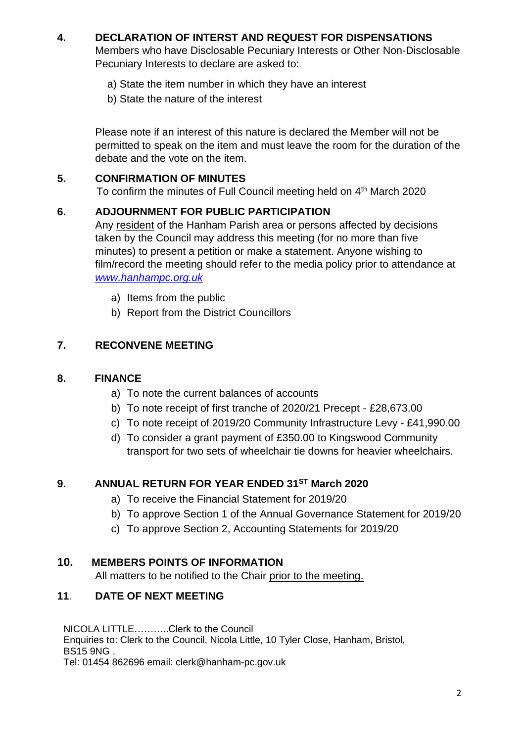**4. DECLARATION OF INTERST AND REQUEST FOR DISPENSATIONS**

Members who have Disclosable Pecuniary Interests or Other Non-Disclosable Pecuniary Interests to declare are asked to:

a) State the item number in which they have an interest
b) State the nature of the interest

Please note if an interest of this nature is declared the Member will not be permitted to speak on the item and must leave the room for the duration of the debate and the vote on the item.

**5. CONFIRMATION OF MINUTES**

To confirm the minutes of Full Council meeting held on 4th March 2020

**6. ADJOURNMENT FOR PUBLIC PARTICIPATION**

Any resident of the Hanham Parish area or persons affected by decisions taken by the Council may address this meeting (for no more than five minutes) to present a petition or make a statement. Anyone wishing to film/record the meeting should refer to the media policy prior to attendance at *www.hanhampc.org.uk*

a) Items from the public
b) Report from the District Councillors

**7. RECONVENE MEETING**

**8. FINANCE**

a) To note the current balances of accounts
b) To note receipt of first tranche of 2020/21 Precept - £28,673.00
c) To note receipt of 2019/20 Community Infrastructure Levy - £41,990.00
d) To consider a grant payment of £350.00 to Kingswood Community transport for two sets of wheelchair tie downs for heavier wheelchairs.

**9. ANNUAL RETURN FOR YEAR ENDED 31ST March 2020**

a) To receive the Financial Statement for 2019/20
b) To approve Section 1 of the Annual Governance Statement for 2019/20
c) To approve Section 2, Accounting Statements for 2019/20

**10. MEMBERS POINTS OF INFORMATION**

All matters to be notified to the Chair prior to the meeting.

**11. DATE OF NEXT MEETING**

NICOLA LITTLE………..Clerk to the Council
Enquiries to: Clerk to the Council, Nicola Little, 10 Tyler Close, Hanham, Bristol, BS15 9NG .
Tel: 01454 862696 email: clerk@hanham-pc.gov.uk